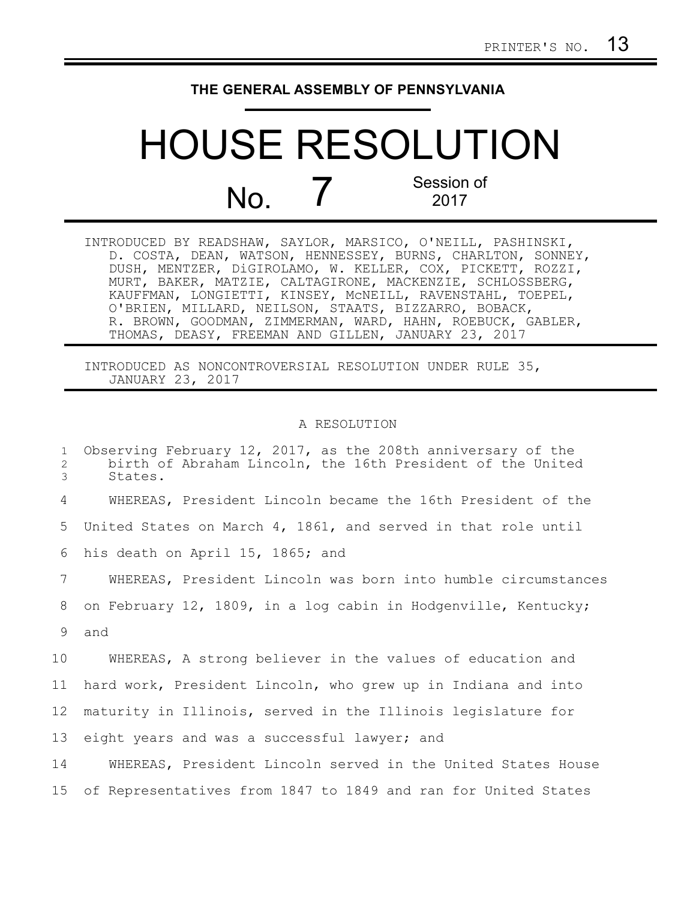PRINTER'S NO. 13

**THE GENERAL ASSEMBLY OF PENNSYLVANIA**

# HOUSE RESOLUTION

## No. 7

Session of 2017

INTRODUCED BY READSHAW, SAYLOR, MARSICO, O'NEILL, PASHINSKI, D. COSTA, DEAN, WATSON, HENNESSEY, BURNS, CHARLTON, SONNEY, DUSH, MENTZER, DiGIROLAMO, W. KELLER, COX, PICKETT, ROZZI, MURT, BAKER, MATZIE, CALTAGIRONE, MACKENZIE, SCHLOSSBERG, KAUFFMAN, LONGIETTI, KINSEY, McNEILL, RAVENSTAHL, TOEPEL, O'BRIEN, MILLARD, NEILSON, STAATS, BIZZARRO, BOBACK, R. BROWN, GOODMAN, ZIMMERMAN, WARD, HAHN, ROEBUCK, GABLER, THOMAS, DEASY, FREEMAN AND GILLEN, JANUARY 23, 2017

INTRODUCED AS NONCONTROVERSIAL RESOLUTION UNDER RULE 35, JANUARY 23, 2017

A RESOLUTION

1 Observing February 12, 2017, as the 208th anniversary of the
2 birth of Abraham Lincoln, the 16th President of the United
3 States.

4 WHEREAS, President Lincoln became the 16th President of the
5 United States on March 4, 1861, and served in that role until
6 his death on April 15, 1865; and

7 WHEREAS, President Lincoln was born into humble circumstances
8 on February 12, 1809, in a log cabin in Hodgenville, Kentucky;
9 and

10 WHEREAS, A strong believer in the values of education and
11 hard work, President Lincoln, who grew up in Indiana and into
12 maturity in Illinois, served in the Illinois legislature for
13 eight years and was a successful lawyer; and

14 WHEREAS, President Lincoln served in the United States House
15 of Representatives from 1847 to 1849 and ran for United States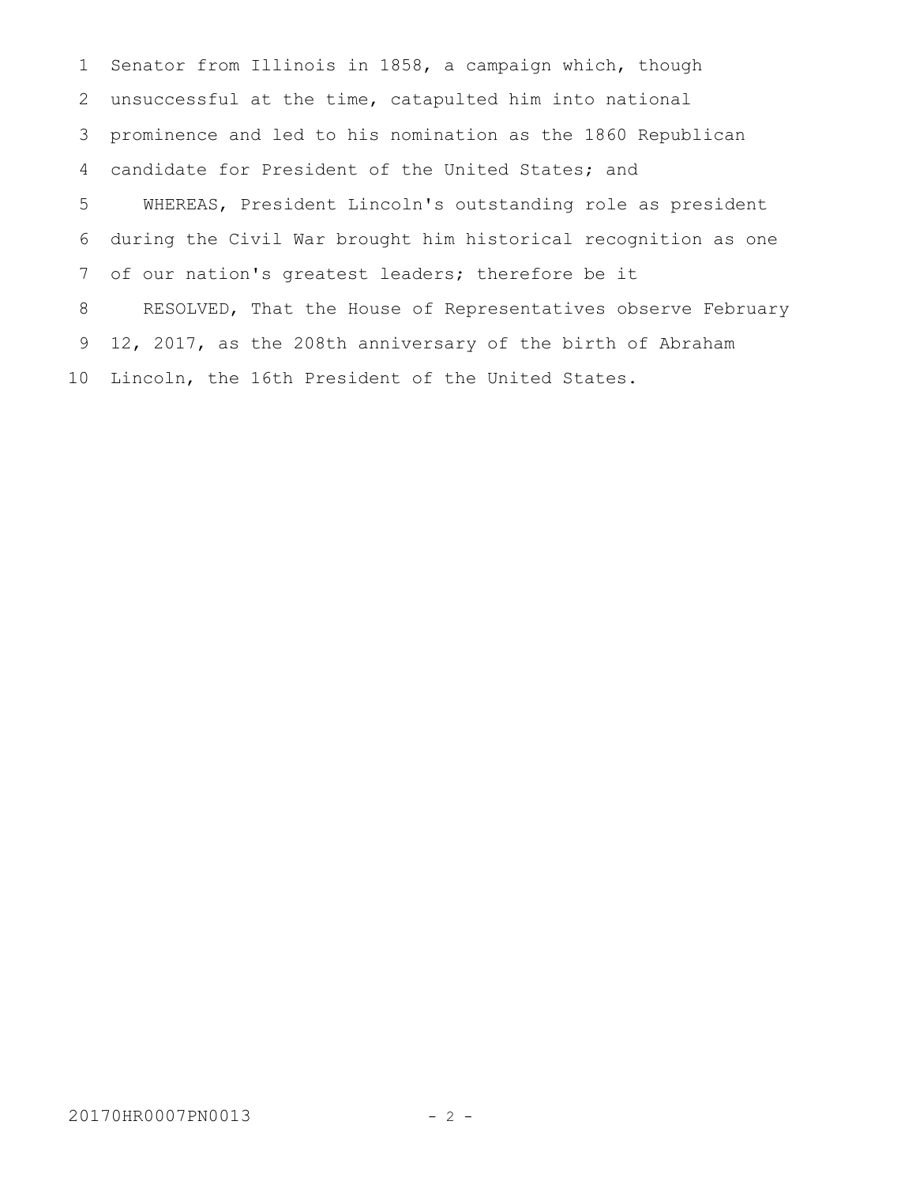Senator from Illinois in 1858, a campaign which, though unsuccessful at the time, catapulted him into national prominence and led to his nomination as the 1860 Republican candidate for President of the United States; and

WHEREAS, President Lincoln's outstanding role as president during the Civil War brought him historical recognition as one of our nation's greatest leaders; therefore be it

RESOLVED, That the House of Representatives observe February 12, 2017, as the 208th anniversary of the birth of Abraham Lincoln, the 16th President of the United States.